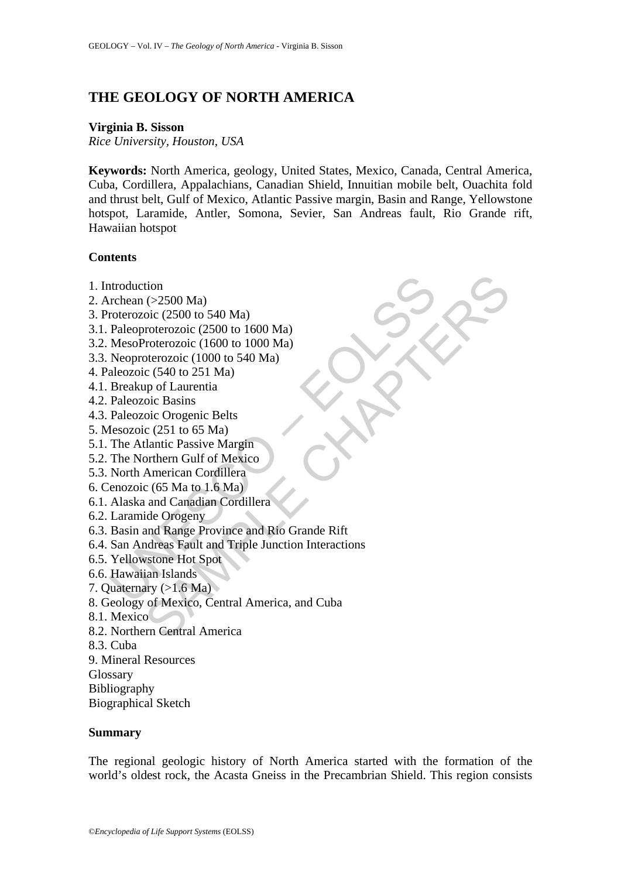# THE GEOLOGY OF NORTH AMERICA

**Virginia B. Sisson**
*Rice University, Houston, USA*

**Keywords:** North America, geology, United States, Mexico, Canada, Central America, Cuba, Cordillera, Appalachians, Canadian Shield, Innuitian mobile belt, Ouachita fold and thrust belt, Gulf of Mexico, Atlantic Passive margin, Basin and Range, Yellowstone hotspot, Laramide, Antler, Somona, Sevier, San Andreas fault, Rio Grande rift, Hawaiian hotspot

## Contents

1. Introduction
2. Archean (>2500 Ma)
3. Proterozoic (2500 to 540 Ma)
3.1. Paleoproterozoic (2500 to 1600 Ma)
3.2. MesoProterozoic (1600 to 1000 Ma)
3.3. Neoproterozoic (1000 to 540 Ma)
4. Paleozoic (540 to 251 Ma)
4.1. Breakup of Laurentia
4.2. Paleozoic Basins
4.3. Paleozoic Orogenic Belts
5. Mesozoic (251 to 65 Ma)
5.1. The Atlantic Passive Margin
5.2. The Northern Gulf of Mexico
5.3. North American Cordillera
6. Cenozoic (65 Ma to 1.6 Ma)
6.1. Alaska and Canadian Cordillera
6.2. Laramide Orogeny
6.3. Basin and Range Province and Rio Grande Rift
6.4. San Andreas Fault and Triple Junction Interactions
6.5. Yellowstone Hot Spot
6.6. Hawaiian Islands
7. Quaternary (>1.6 Ma)
8. Geology of Mexico, Central America, and Cuba
8.1. Mexico
8.2. Northern Central America
8.3. Cuba
9. Mineral Resources
Glossary
Bibliography
Biographical Sketch

## Summary

The regional geologic history of North America started with the formation of the world's oldest rock, the Acasta Gneiss in the Precambrian Shield. This region consists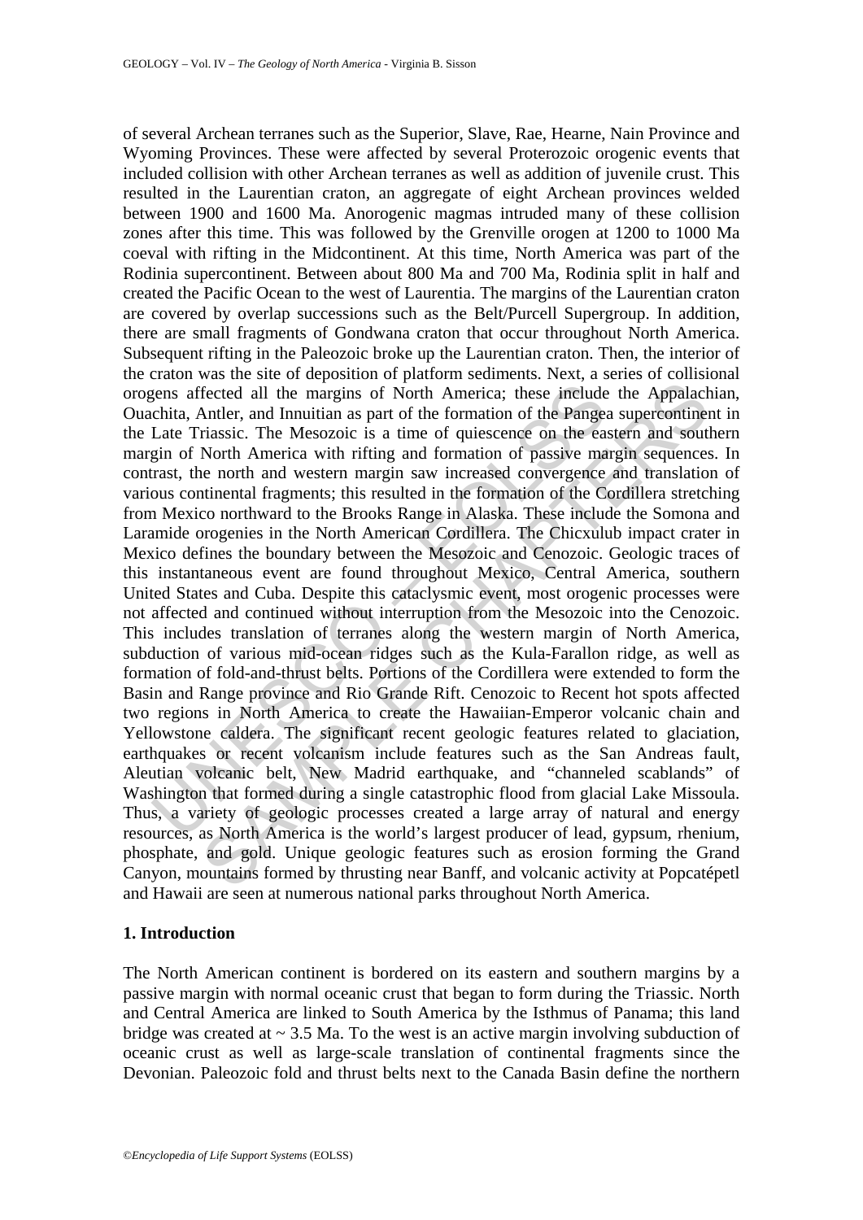of several Archean terranes such as the Superior, Slave, Rae, Hearne, Nain Province and Wyoming Provinces. These were affected by several Proterozoic orogenic events that included collision with other Archean terranes as well as addition of juvenile crust. This resulted in the Laurentian craton, an aggregate of eight Archean provinces welded between 1900 and 1600 Ma. Anorogenic magmas intruded many of these collision zones after this time. This was followed by the Grenville orogen at 1200 to 1000 Ma coeval with rifting in the Midcontinent. At this time, North America was part of the Rodinia supercontinent. Between about 800 Ma and 700 Ma, Rodinia split in half and created the Pacific Ocean to the west of Laurentia. The margins of the Laurentian craton are covered by overlap successions such as the Belt/Purcell Supergroup. In addition, there are small fragments of Gondwana craton that occur throughout North America. Subsequent rifting in the Paleozoic broke up the Laurentian craton. Then, the interior of the craton was the site of deposition of platform sediments. Next, a series of collisional orogens affected all the margins of North America; these include the Appalachian, Ouachita, Antler, and Innuitian as part of the formation of the Pangea supercontinent in the Late Triassic. The Mesozoic is a time of quiescence on the eastern and southern margin of North America with rifting and formation of passive margin sequences. In contrast, the north and western margin saw increased convergence and translation of various continental fragments; this resulted in the formation of the Cordillera stretching from Mexico northward to the Brooks Range in Alaska. These include the Somona and Laramide orogenies in the North American Cordillera. The Chicxulub impact crater in Mexico defines the boundary between the Mesozoic and Cenozoic. Geologic traces of this instantaneous event are found throughout Mexico, Central America, southern United States and Cuba. Despite this cataclysmic event, most orogenic processes were not affected and continued without interruption from the Mesozoic into the Cenozoic. This includes translation of terranes along the western margin of North America, subduction of various mid-ocean ridges such as the Kula-Farallon ridge, as well as formation of fold-and-thrust belts. Portions of the Cordillera were extended to form the Basin and Range province and Rio Grande Rift. Cenozoic to Recent hot spots affected two regions in North America to create the Hawaiian-Emperor volcanic chain and Yellowstone caldera. The significant recent geologic features related to glaciation, earthquakes or recent volcanism include features such as the San Andreas fault, Aleutian volcanic belt, New Madrid earthquake, and "channeled scablands" of Washington that formed during a single catastrophic flood from glacial Lake Missoula. Thus, a variety of geologic processes created a large array of natural and energy resources, as North America is the world's largest producer of lead, gypsum, rhenium, phosphate, and gold. Unique geologic features such as erosion forming the Grand Canyon, mountains formed by thrusting near Banff, and volcanic activity at Popcatépetl and Hawaii are seen at numerous national parks throughout North America.

## 1. Introduction

The North American continent is bordered on its eastern and southern margins by a passive margin with normal oceanic crust that began to form during the Triassic. North and Central America are linked to South America by the Isthmus of Panama; this land bridge was created at ~ 3.5 Ma. To the west is an active margin involving subduction of oceanic crust as well as large-scale translation of continental fragments since the Devonian. Paleozoic fold and thrust belts next to the Canada Basin define the northern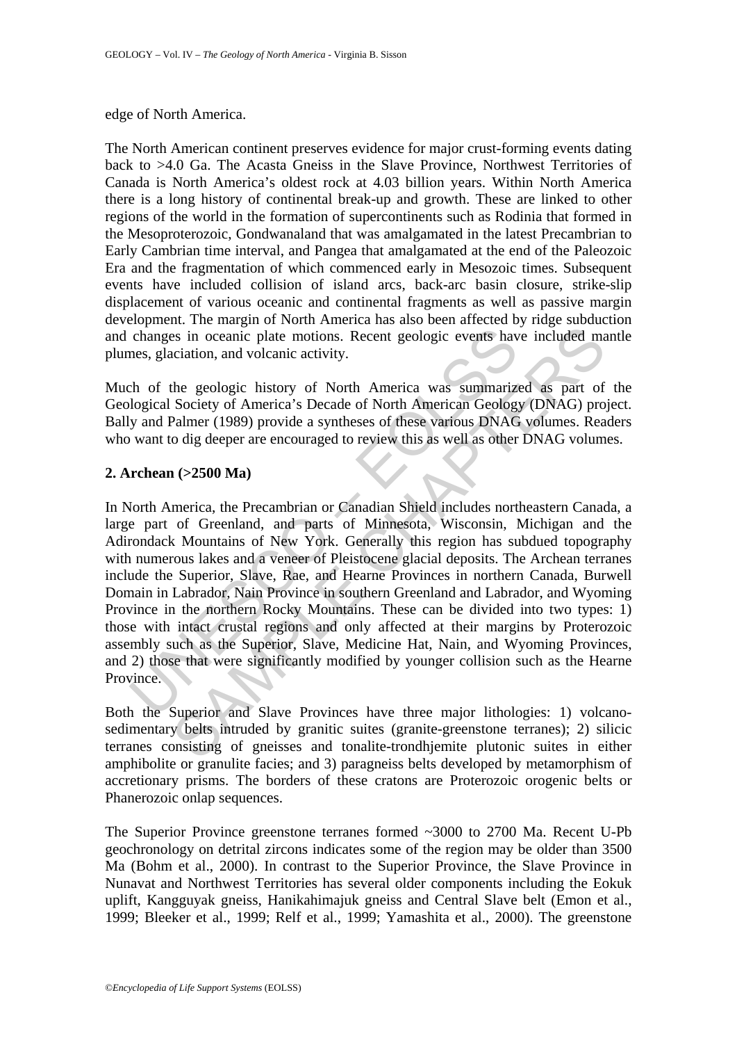edge of North America.

The North American continent preserves evidence for major crust-forming events dating back to >4.0 Ga. The Acasta Gneiss in the Slave Province, Northwest Territories of Canada is North America's oldest rock at 4.03 billion years. Within North America there is a long history of continental break-up and growth. These are linked to other regions of the world in the formation of supercontinents such as Rodinia that formed in the Mesoproterozoic, Gondwanaland that was amalgamated in the latest Precambrian to Early Cambrian time interval, and Pangea that amalgamated at the end of the Paleozoic Era and the fragmentation of which commenced early in Mesozoic times. Subsequent events have included collision of island arcs, back-arc basin closure, strike-slip displacement of various oceanic and continental fragments as well as passive margin development. The margin of North America has also been affected by ridge subduction and changes in oceanic plate motions. Recent geologic events have included mantle plumes, glaciation, and volcanic activity.

Much of the geologic history of North America was summarized as part of the Geological Society of America's Decade of North American Geology (DNAG) project. Bally and Palmer (1989) provide a syntheses of these various DNAG volumes. Readers who want to dig deeper are encouraged to review this as well as other DNAG volumes.

## 2. Archean (>2500 Ma)

In North America, the Precambrian or Canadian Shield includes northeastern Canada, a large part of Greenland, and parts of Minnesota, Wisconsin, Michigan and the Adirondack Mountains of New York. Generally this region has subdued topography with numerous lakes and a veneer of Pleistocene glacial deposits. The Archean terranes include the Superior, Slave, Rae, and Hearne Provinces in northern Canada, Burwell Domain in Labrador, Nain Province in southern Greenland and Labrador, and Wyoming Province in the northern Rocky Mountains. These can be divided into two types: 1) those with intact crustal regions and only affected at their margins by Proterozoic assembly such as the Superior, Slave, Medicine Hat, Nain, and Wyoming Provinces, and 2) those that were significantly modified by younger collision such as the Hearne Province.

Both the Superior and Slave Provinces have three major lithologies: 1) volcano-sedimentary belts intruded by granitic suites (granite-greenstone terranes); 2) silicic terranes consisting of gneisses and tonalite-trondhjemite plutonic suites in either amphibolite or granulite facies; and 3) paragneiss belts developed by metamorphism of accretionary prisms. The borders of these cratons are Proterozoic orogenic belts or Phanerozoic onlap sequences.

The Superior Province greenstone terranes formed ~3000 to 2700 Ma. Recent U-Pb geochronology on detrital zircons indicates some of the region may be older than 3500 Ma (Bohm et al., 2000). In contrast to the Superior Province, the Slave Province in Nunavat and Northwest Territories has several older components including the Eokuk uplift, Kangguyak gneiss, Hanikahimajuk gneiss and Central Slave belt (Emon et al., 1999; Bleeker et al., 1999; Relf et al., 1999; Yamashita et al., 2000). The greenstone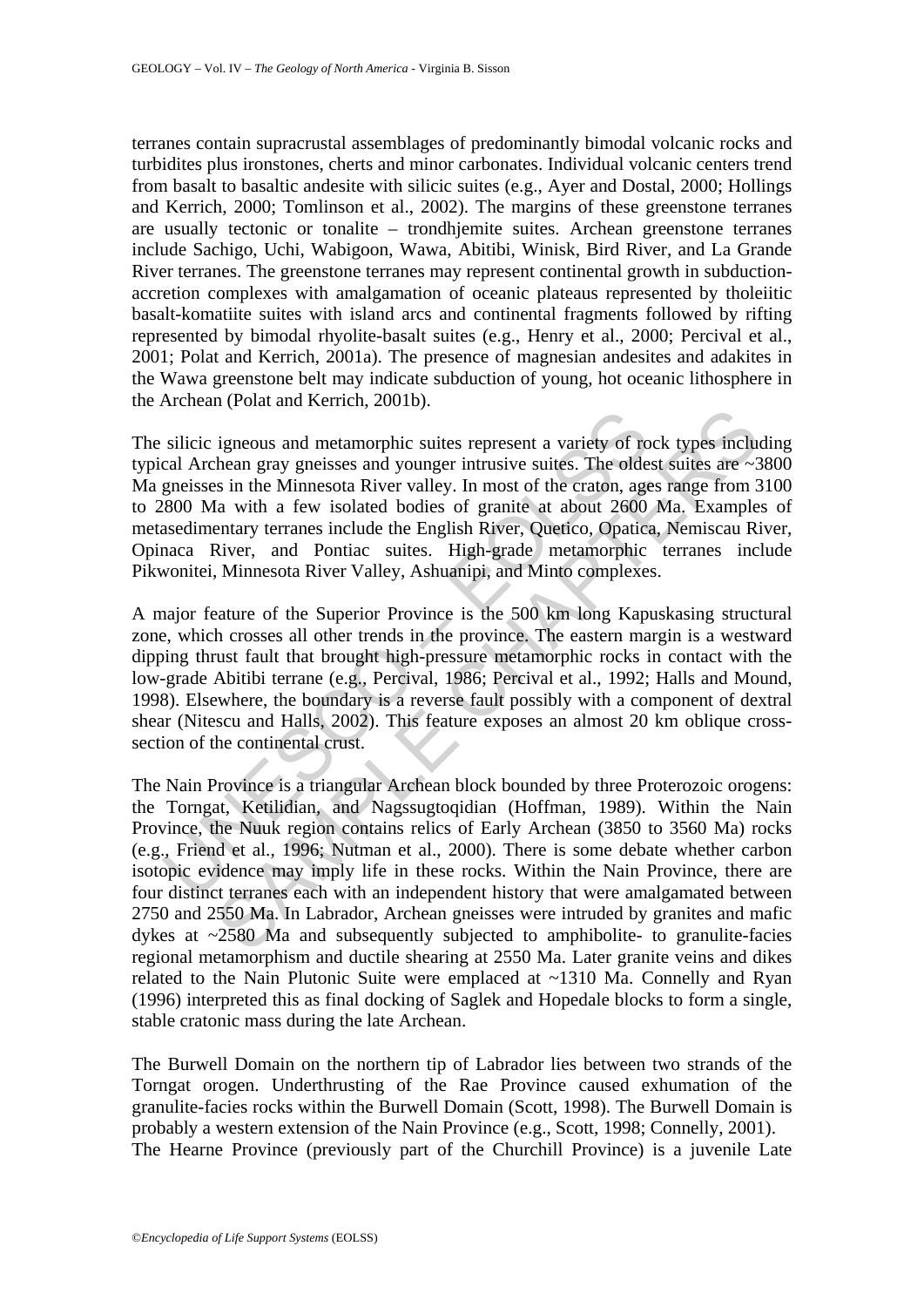terranes contain supracrustal assemblages of predominantly bimodal volcanic rocks and turbidites plus ironstones, cherts and minor carbonates. Individual volcanic centers trend from basalt to basaltic andesite with silicic suites (e.g., Ayer and Dostal, 2000; Hollings and Kerrich, 2000; Tomlinson et al., 2002). The margins of these greenstone terranes are usually tectonic or tonalite – trondhjemite suites. Archean greenstone terranes include Sachigo, Uchi, Wabigoon, Wawa, Abitibi, Winisk, Bird River, and La Grande River terranes. The greenstone terranes may represent continental growth in subduction-accretion complexes with amalgamation of oceanic plateaus represented by tholeiitic basalt-komatiite suites with island arcs and continental fragments followed by rifting represented by bimodal rhyolite-basalt suites (e.g., Henry et al., 2000; Percival et al., 2001; Polat and Kerrich, 2001a). The presence of magnesian andesites and adakites in the Wawa greenstone belt may indicate subduction of young, hot oceanic lithosphere in the Archean (Polat and Kerrich, 2001b).

The silicic igneous and metamorphic suites represent a variety of rock types including typical Archean gray gneisses and younger intrusive suites. The oldest suites are ~3800 Ma gneisses in the Minnesota River valley. In most of the craton, ages range from 3100 to 2800 Ma with a few isolated bodies of granite at about 2600 Ma. Examples of metasedimentary terranes include the English River, Quetico, Opatica, Nemiscau River, Opinaca River, and Pontiac suites. High-grade metamorphic terranes include Pikwonitei, Minnesota River Valley, Ashuanipi, and Minto complexes.

A major feature of the Superior Province is the 500 km long Kapuskasing structural zone, which crosses all other trends in the province. The eastern margin is a westward dipping thrust fault that brought high-pressure metamorphic rocks in contact with the low-grade Abitibi terrane (e.g., Percival, 1986; Percival et al., 1992; Halls and Mound, 1998). Elsewhere, the boundary is a reverse fault possibly with a component of dextral shear (Nitescu and Halls, 2002). This feature exposes an almost 20 km oblique cross-section of the continental crust.

The Nain Province is a triangular Archean block bounded by three Proterozoic orogens: the Torngat, Ketilidian, and Nagssugtoqidian (Hoffman, 1989). Within the Nain Province, the Nuuk region contains relics of Early Archean (3850 to 3560 Ma) rocks (e.g., Friend et al., 1996; Nutman et al., 2000). There is some debate whether carbon isotopic evidence may imply life in these rocks. Within the Nain Province, there are four distinct terranes each with an independent history that were amalgamated between 2750 and 2550 Ma. In Labrador, Archean gneisses were intruded by granites and mafic dykes at ~2580 Ma and subsequently subjected to amphibolite- to granulite-facies regional metamorphism and ductile shearing at 2550 Ma. Later granite veins and dikes related to the Nain Plutonic Suite were emplaced at ~1310 Ma. Connelly and Ryan (1996) interpreted this as final docking of Saglek and Hopedale blocks to form a single, stable cratonic mass during the late Archean.

The Burwell Domain on the northern tip of Labrador lies between two strands of the Torngat orogen. Underthrusting of the Rae Province caused exhumation of the granulite-facies rocks within the Burwell Domain (Scott, 1998). The Burwell Domain is probably a western extension of the Nain Province (e.g., Scott, 1998; Connelly, 2001).

The Hearne Province (previously part of the Churchill Province) is a juvenile Late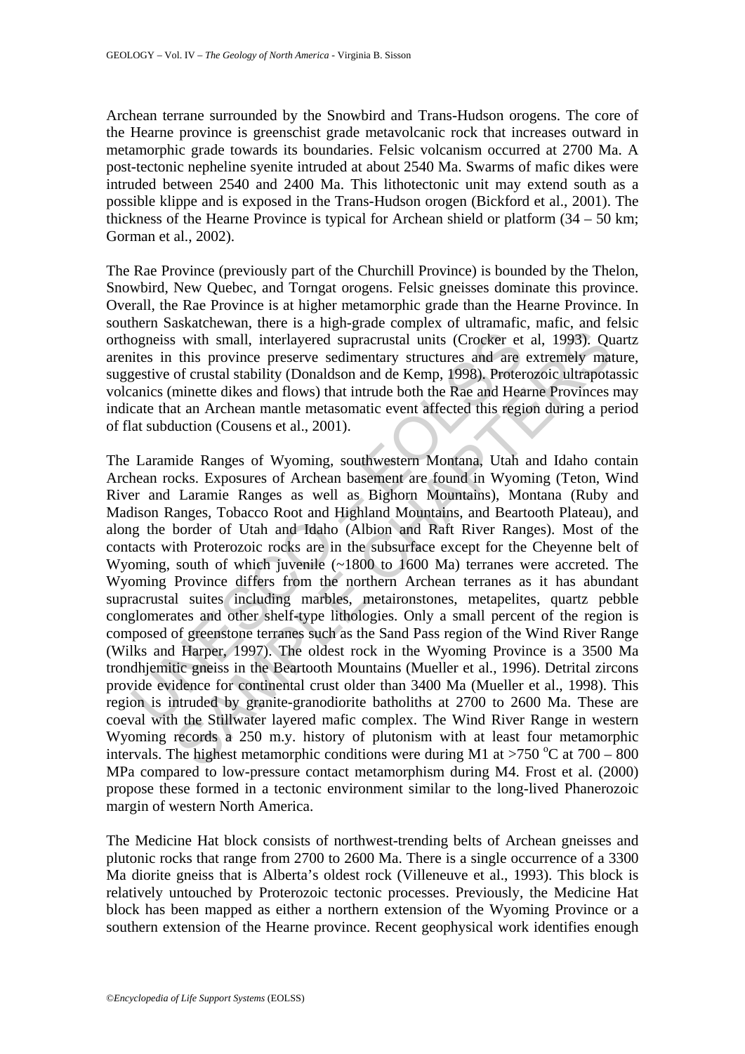Archean terrane surrounded by the Snowbird and Trans-Hudson orogens. The core of the Hearne province is greenschist grade metavolcanic rock that increases outward in metamorphic grade towards its boundaries. Felsic volcanism occurred at 2700 Ma. A post-tectonic nepheline syenite intruded at about 2540 Ma. Swarms of mafic dikes were intruded between 2540 and 2400 Ma. This lithotectonic unit may extend south as a possible klippe and is exposed in the Trans-Hudson orogen (Bickford et al., 2001). The thickness of the Hearne Province is typical for Archean shield or platform (34 – 50 km; Gorman et al., 2002).

The Rae Province (previously part of the Churchill Province) is bounded by the Thelon, Snowbird, New Quebec, and Torngat orogens. Felsic gneisses dominate this province. Overall, the Rae Province is at higher metamorphic grade than the Hearne Province. In southern Saskatchewan, there is a high-grade complex of ultramafic, mafic, and felsic orthogneiss with small, interlayered supracrustal units (Crocker et al, 1993). Quartz arenites in this province preserve sedimentary structures and are extremely mature, suggestive of crustal stability (Donaldson and de Kemp, 1998). Proterozoic ultrapotassic volcanics (minette dikes and flows) that intrude both the Rae and Hearne Provinces may indicate that an Archean mantle metasomatic event affected this region during a period of flat subduction (Cousens et al., 2001).

The Laramide Ranges of Wyoming, southwestern Montana, Utah and Idaho contain Archean rocks. Exposures of Archean basement are found in Wyoming (Teton, Wind River and Laramie Ranges as well as Bighorn Mountains), Montana (Ruby and Madison Ranges, Tobacco Root and Highland Mountains, and Beartooth Plateau), and along the border of Utah and Idaho (Albion and Raft River Ranges). Most of the contacts with Proterozoic rocks are in the subsurface except for the Cheyenne belt of Wyoming, south of which juvenile (~1800 to 1600 Ma) terranes were accreted. The Wyoming Province differs from the northern Archean terranes as it has abundant supracrustal suites including marbles, metaironstones, metapelites, quartz pebble conglomerates and other shelf-type lithologies. Only a small percent of the region is composed of greenstone terranes such as the Sand Pass region of the Wind River Range (Wilks and Harper, 1997). The oldest rock in the Wyoming Province is a 3500 Ma trondhjemitic gneiss in the Beartooth Mountains (Mueller et al., 1996). Detrital zircons provide evidence for continental crust older than 3400 Ma (Mueller et al., 1998). This region is intruded by granite-granodiorite batholiths at 2700 to 2600 Ma. These are coeval with the Stillwater layered mafic complex. The Wind River Range in western Wyoming records a 250 m.y. history of plutonism with at least four metamorphic intervals. The highest metamorphic conditions were during M1 at >750 $^{o}$C at 700 – 800 MPa compared to low-pressure contact metamorphism during M4. Frost et al. (2000) propose these formed in a tectonic environment similar to the long-lived Phanerozoic margin of western North America.

The Medicine Hat block consists of northwest-trending belts of Archean gneisses and plutonic rocks that range from 2700 to 2600 Ma. There is a single occurrence of a 3300 Ma diorite gneiss that is Alberta's oldest rock (Villeneuve et al., 1993). This block is relatively untouched by Proterozoic tectonic processes. Previously, the Medicine Hat block has been mapped as either a northern extension of the Wyoming Province or a southern extension of the Hearne province. Recent geophysical work identifies enough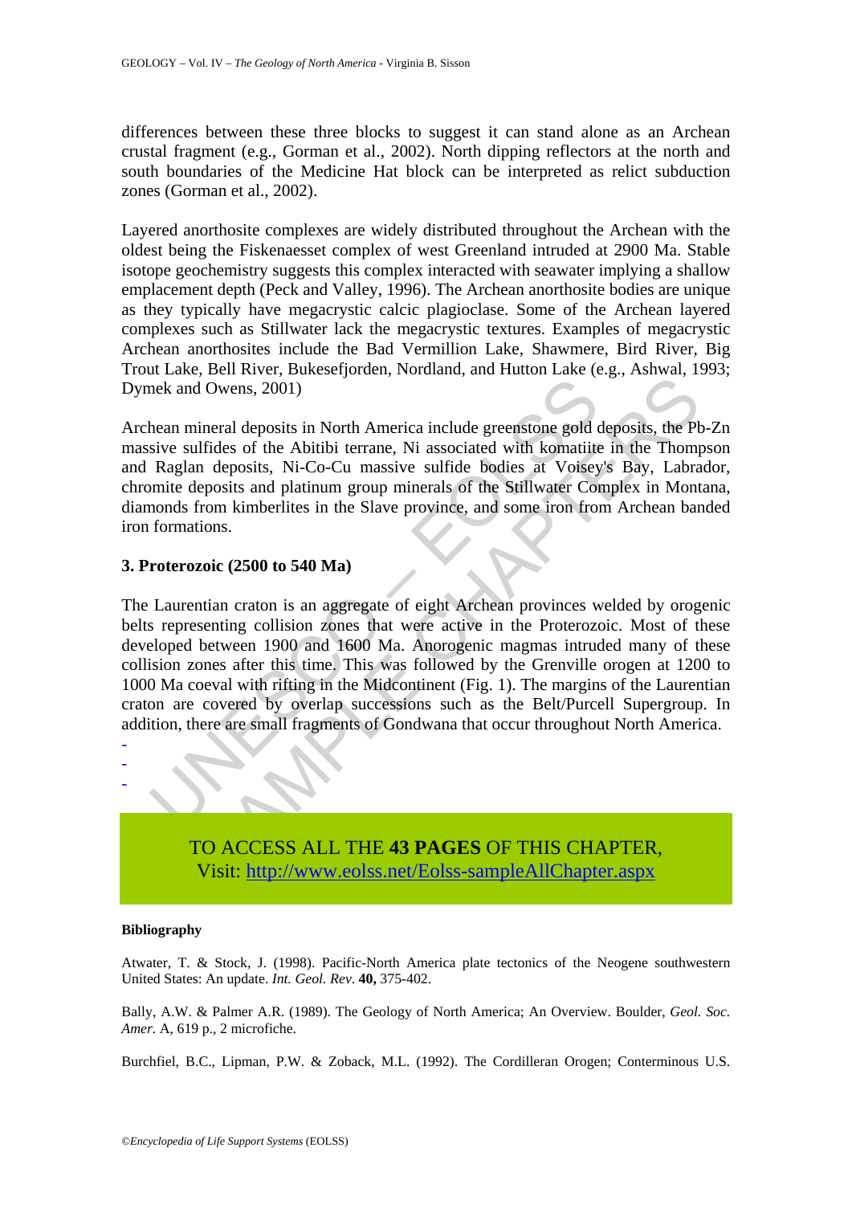differences between these three blocks to suggest it can stand alone as an Archean crustal fragment (e.g., Gorman et al., 2002). North dipping reflectors at the north and south boundaries of the Medicine Hat block can be interpreted as relict subduction zones (Gorman et al., 2002).

Layered anorthosite complexes are widely distributed throughout the Archean with the oldest being the Fiskenaesset complex of west Greenland intruded at 2900 Ma. Stable isotope geochemistry suggests this complex interacted with seawater implying a shallow emplacement depth (Peck and Valley, 1996). The Archean anorthosite bodies are unique as they typically have megacrystic calcic plagioclase. Some of the Archean layered complexes such as Stillwater lack the megacrystic textures. Examples of megacrystic Archean anorthosites include the Bad Vermillion Lake, Shawmere, Bird River, Big Trout Lake, Bell River, Bukesefjorden, Nordland, and Hutton Lake (e.g., Ashwal, 1993; Dymek and Owens, 2001)

Archean mineral deposits in North America include greenstone gold deposits, the Pb-Zn massive sulfides of the Abitibi terrane, Ni associated with komatiite in the Thompson and Raglan deposits, Ni-Co-Cu massive sulfide bodies at Voisey's Bay, Labrador, chromite deposits and platinum group minerals of the Stillwater Complex in Montana, diamonds from kimberlites in the Slave province, and some iron from Archean banded iron formations.

## 3. Proterozoic (2500 to 540 Ma)

The Laurentian craton is an aggregate of eight Archean provinces welded by orogenic belts representing collision zones that were active in the Proterozoic. Most of these developed between 1900 and 1600 Ma. Anorogenic magmas intruded many of these collision zones after this time. This was followed by the Grenville orogen at 1200 to 1000 Ma coeval with rifting in the Midcontinent (Fig. 1). The margins of the Laurentian craton are covered by overlap successions such as the Belt/Purcell Supergroup. In addition, there are small fragments of Gondwana that occur throughout North America.

-
-
-

TO ACCESS ALL THE **43 PAGES** OF THIS CHAPTER,
Visit: http://www.eolss.net/Eolss-sampleAllChapter.aspx

**Bibliography**

Atwater, T. & Stock, J. (1998). Pacific-North America plate tectonics of the Neogene southwestern United States: An update. *Int. Geol. Rev.* **40,** 375-402.

Bally, A.W. & Palmer A.R. (1989). The Geology of North America; An Overview. Boulder, *Geol. Soc. Amer.* A, 619 p., 2 microfiche.

Burchfiel, B.C., Lipman, P.W. & Zoback, M.L. (1992). The Cordilleran Orogen; Conterminous U.S.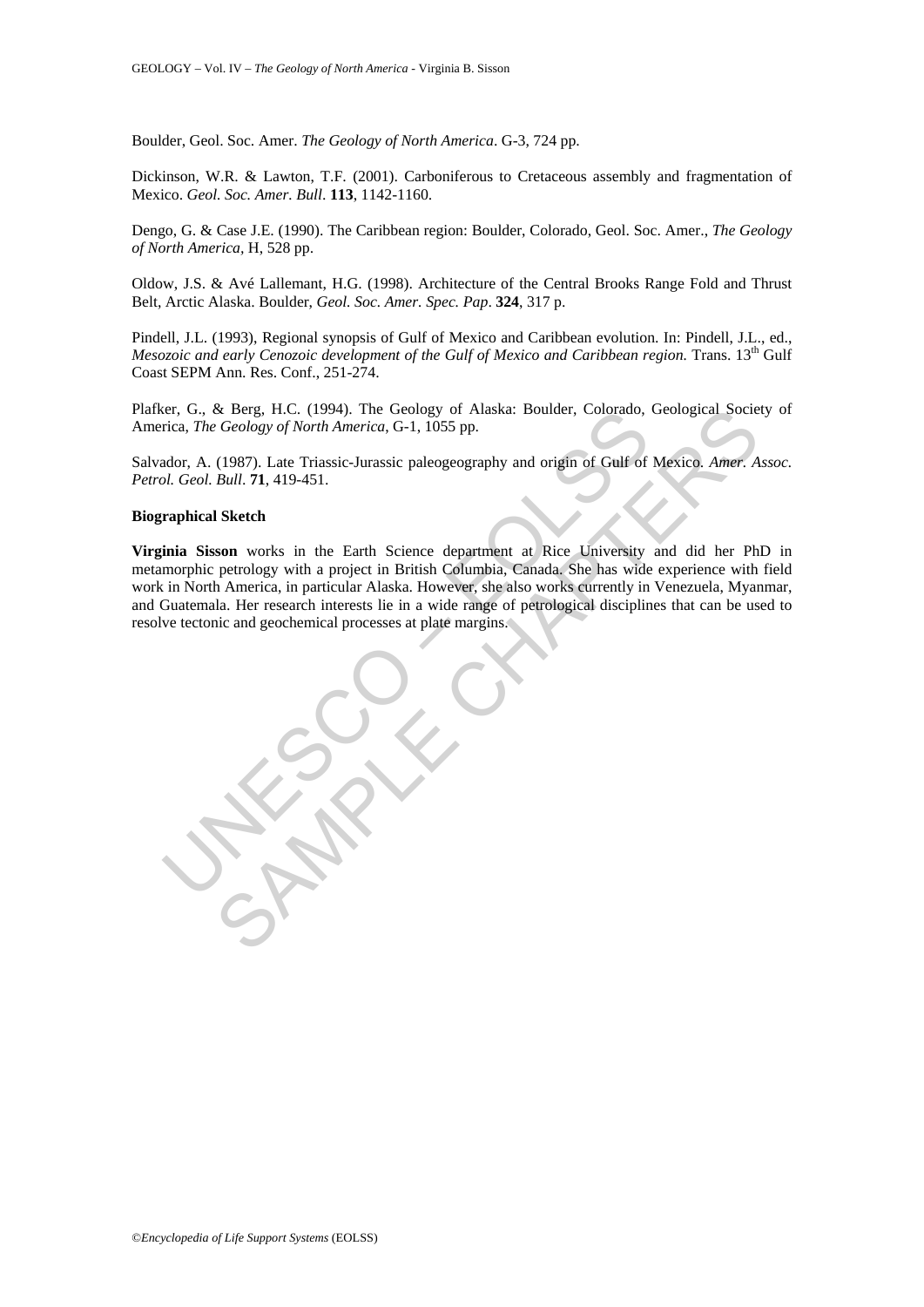Boulder, Geol. Soc. Amer. *The Geology of North America*. G-3, 724 pp.

Dickinson, W.R. & Lawton, T.F. (2001). Carboniferous to Cretaceous assembly and fragmentation of Mexico. *Geol. Soc. Amer. Bull*. **113**, 1142-1160.

Dengo, G. & Case J.E. (1990). The Caribbean region: Boulder, Colorado, Geol. Soc. Amer., *The Geology of North America*, H, 528 pp.

Oldow, J.S. & Avé Lallemant, H.G. (1998). Architecture of the Central Brooks Range Fold and Thrust Belt, Arctic Alaska. Boulder, *Geol. Soc. Amer. Spec. Pap*. **324**, 317 p.

Pindell, J.L. (1993), Regional synopsis of Gulf of Mexico and Caribbean evolution. In: Pindell, J.L., ed., *Mesozoic and early Cenozoic development of the Gulf of Mexico and Caribbean region.* Trans. 13th Gulf Coast SEPM Ann. Res. Conf., 251-274.

Plafker, G., & Berg, H.C. (1994). The Geology of Alaska: Boulder, Colorado, Geological Society of America, *The Geology of North America*, G-1, 1055 pp.

Salvador, A. (1987). Late Triassic-Jurassic paleogeography and origin of Gulf of Mexico. *Amer. Assoc. Petrol. Geol. Bull*. **71**, 419-451.

**Biographical Sketch**

**Virginia Sisson** works in the Earth Science department at Rice University and did her PhD in metamorphic petrology with a project in British Columbia, Canada. She has wide experience with field work in North America, in particular Alaska. However, she also works currently in Venezuela, Myanmar, and Guatemala. Her research interests lie in a wide range of petrological disciplines that can be used to resolve tectonic and geochemical processes at plate margins.